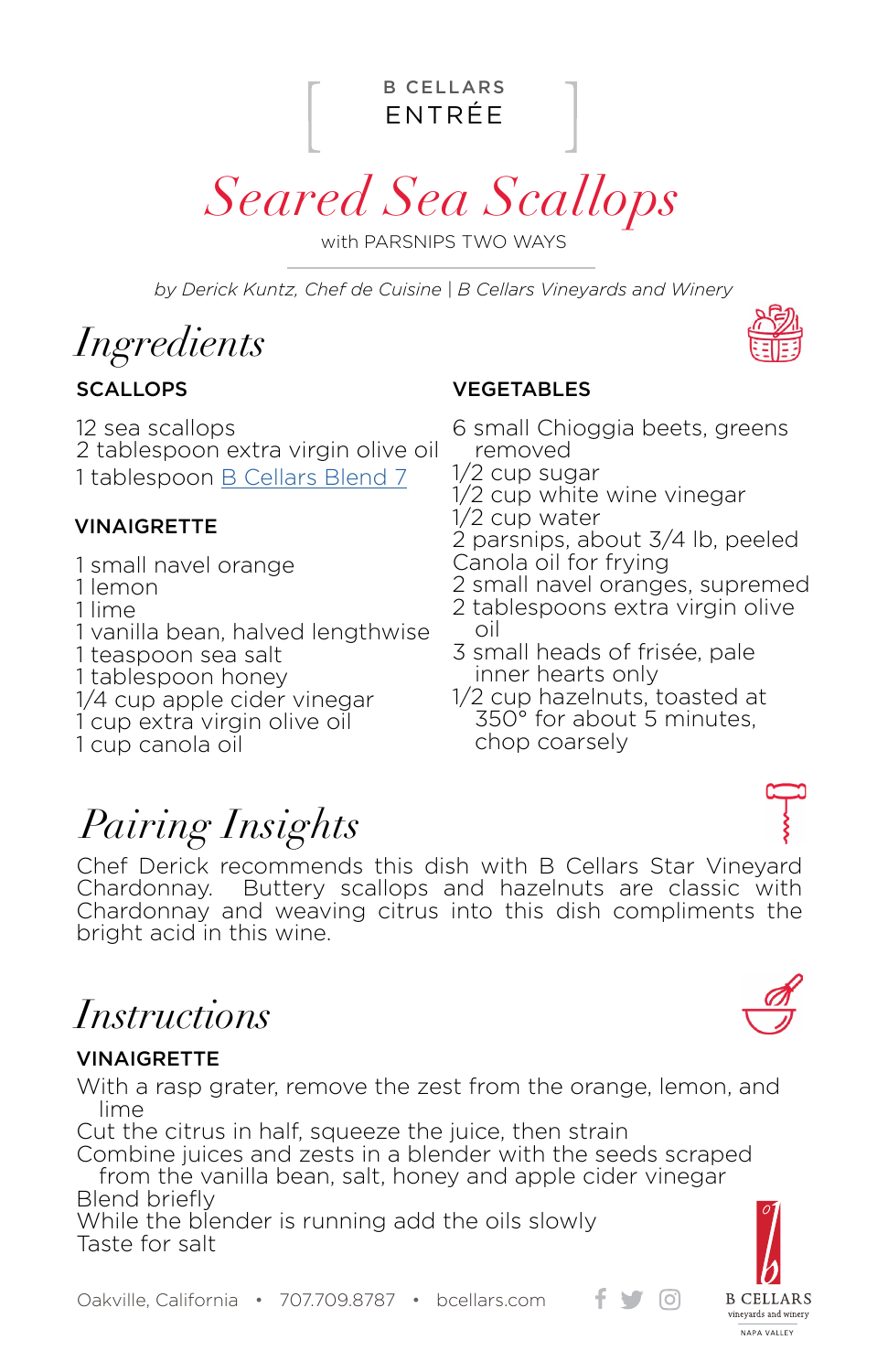B CELLARS

ENTRÉE

# Seared Sea Scallops

with PARSNIPS TWO WAYS

*by Derick Kuntz, Chef de Cuisine | B Cellars Vineyards and Winery*

## Ingredients

### SCALLOPS

12 sea scallops
2 tablespoon extra virgin olive oil
1 tablespoon B Cellars Blend 7

### VINAIGRETTE

1 small navel orange
1 lemon
1 lime
1 vanilla bean, halved lengthwise
1 teaspoon sea salt
1 tablespoon honey
1/4 cup apple cider vinegar
1 cup extra virgin olive oil
1 cup canola oil

### VEGETABLES

6 small Chioggia beets, greens removed
1/2 cup sugar
1/2 cup white wine vinegar
1/2 cup water
2 parsnips, about 3/4 lb, peeled
Canola oil for frying
2 small navel oranges, supremed
2 tablespoons extra virgin olive oil
3 small heads of frisée, pale inner hearts only
1/2 cup hazelnuts, toasted at 350° for about 5 minutes, chop coarsely

## Pairing Insights

Chef Derick recommends this dish with B Cellars Star Vineyard Chardonnay. Buttery scallops and hazelnuts are classic with Chardonnay and weaving citrus into this dish compliments the bright acid in this wine.

## Instructions

### VINAIGRETTE

With a rasp grater, remove the zest from the orange, lemon, and lime
Cut the citrus in half, squeeze the juice, then strain
Combine juices and zests in a blender with the seeds scraped from the vanilla bean, salt, honey and apple cider vinegar
Blend briefly
While the blender is running add the oils slowly
Taste for salt

Oakville, California • 707.709.8787 • bcellars.com

B CELLARS vineyards and winery NAPA VALLEY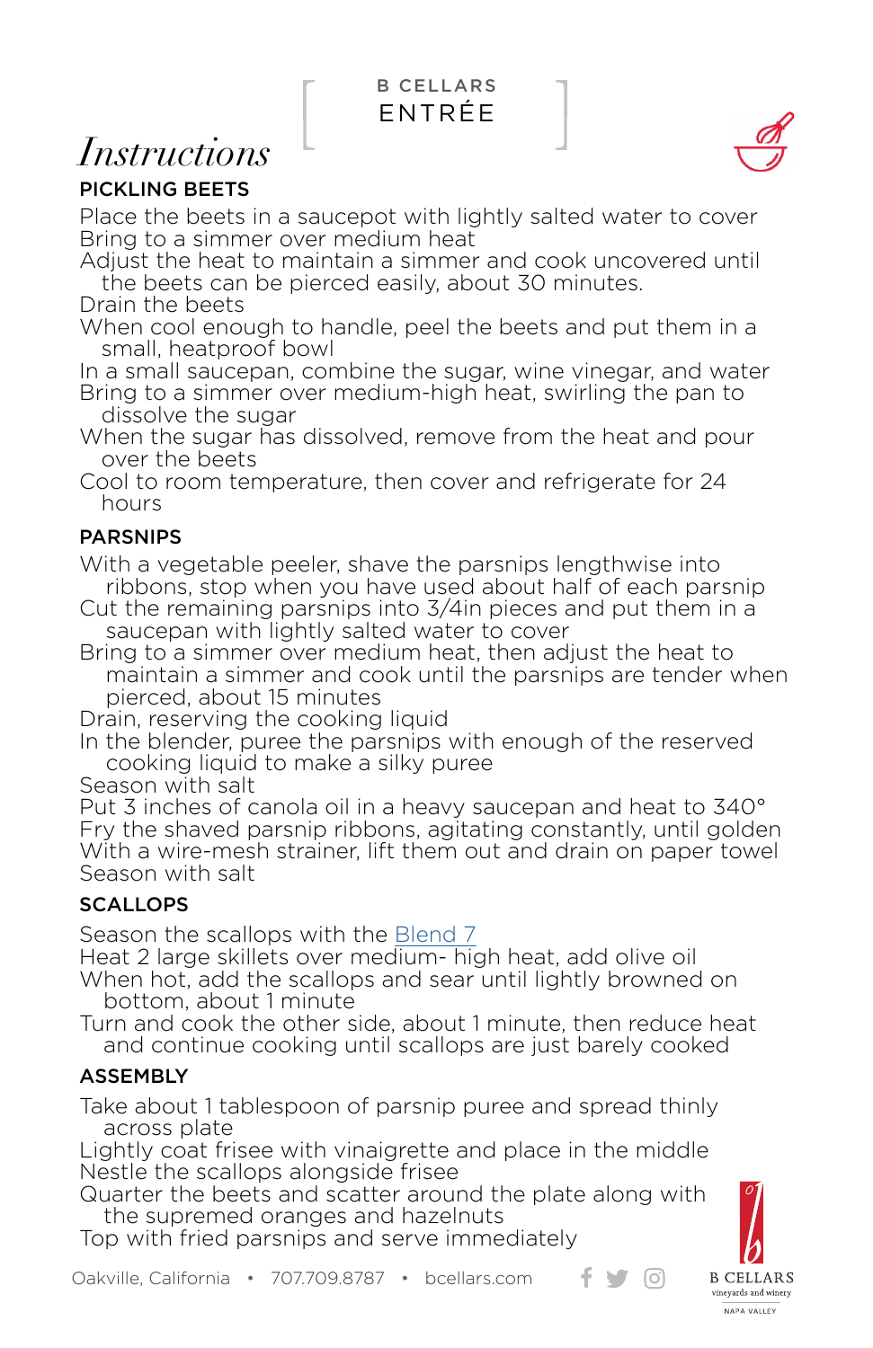B CELLARS
ENTRÉE

# *Instructions*

## PICKLING BEETS

Place the beets in a saucepot with lightly salted water to cover
Bring to a simmer over medium heat
Adjust the heat to maintain a simmer and cook uncovered until the beets can be pierced easily, about 30 minutes.
Drain the beets
When cool enough to handle, peel the beets and put them in a small, heatproof bowl
In a small saucepan, combine the sugar, wine vinegar, and water
Bring to a simmer over medium-high heat, swirling the pan to dissolve the sugar
When the sugar has dissolved, remove from the heat and pour over the beets
Cool to room temperature, then cover and refrigerate for 24 hours

## PARSNIPS

With a vegetable peeler, shave the parsnips lengthwise into ribbons, stop when you have used about half of each parsnip
Cut the remaining parsnips into 3/4in pieces and put them in a saucepan with lightly salted water to cover
Bring to a simmer over medium heat, then adjust the heat to maintain a simmer and cook until the parsnips are tender when pierced, about 15 minutes
Drain, reserving the cooking liquid
In the blender, puree the parsnips with enough of the reserved cooking liquid to make a silky puree
Season with salt
Put 3 inches of canola oil in a heavy saucepan and heat to 340°
Fry the shaved parsnip ribbons, agitating constantly, until golden
With a wire-mesh strainer, lift them out and drain on paper towel
Season with salt

## SCALLOPS

Season the scallops with the Blend 7
Heat 2 large skillets over medium- high heat, add olive oil
When hot, add the scallops and sear until lightly browned on bottom, about 1 minute
Turn and cook the other side, about 1 minute, then reduce heat and continue cooking until scallops are just barely cooked

## ASSEMBLY

Take about 1 tablespoon of parsnip puree and spread thinly across plate
Lightly coat frisee with vinaigrette and place in the middle
Nestle the scallops alongside frisee
Quarter the beets and scatter around the plate along with the supremed oranges and hazelnuts
Top with fried parsnips and serve immediately

Oakville, California • 707.709.8787 • bcellars.com

B CELLARS
vineyards and winery
NAPA VALLEY